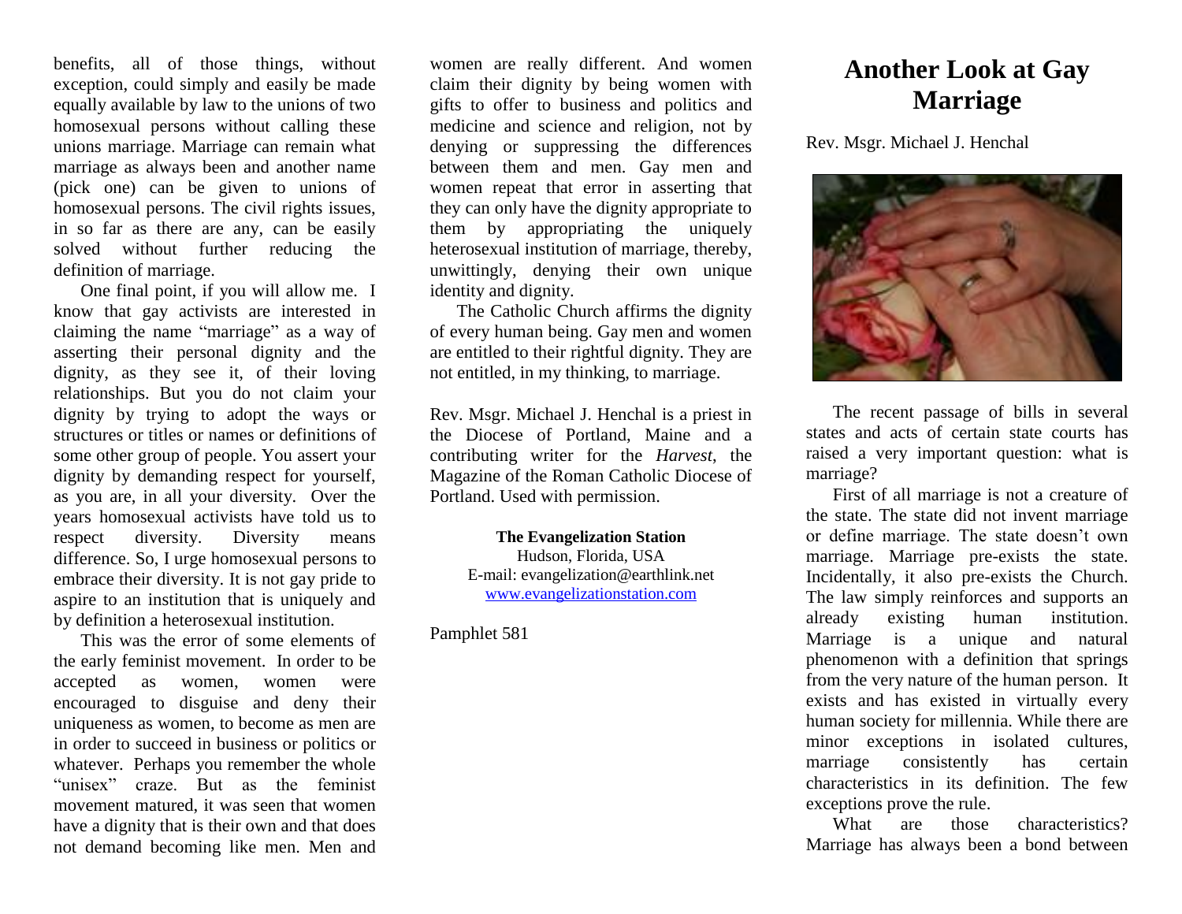benefits, all of those things, without exception, could simply and easily be made equally available by law to the unions of two homosexual persons without calling these unions marriage. Marriage can remain what marriage as always been and another name (pick one) can be given to unions of homosexual persons. The civil rights issues, in so far as there are any, can be easily solved without further reducing the definition of marriage.

One final point, if you will allow me. I know that gay activists are interested in claiming the name "marriage" as a way of asserting their personal dignity and the dignity, as they see it, of their loving relationships. But you do not claim your dignity by trying to adopt the ways or structures or titles or names or definitions of some other group of people. You assert your dignity by demanding respect for yourself, as you are, in all your diversity. Over the years homosexual activists have told us to respect diversity. Diversity means difference. So, I urge homosexual persons to embrace their diversity. It is not gay pride to aspire to an institution that is uniquely and by definition a heterosexual institution.

This was the error of some elements of the early feminist movement. In order to be accepted as women, women were encouraged to disguise and deny their uniqueness as women, to become as men are in order to succeed in business or politics or whatever. Perhaps you remember the whole "unisex" craze. But as the feminist movement matured, it was seen that women have a dignity that is their own and that does not demand becoming like men. Men and women are really different. And women claim their dignity by being women with gifts to offer to business and politics and medicine and science and religion, not by denying or suppressing the differences between them and men. Gay men and women repeat that error in asserting that they can only have the dignity appropriate to them by appropriating the uniquely heterosexual institution of marriage, thereby, unwittingly, denying their own unique identity and dignity.

The Catholic Church affirms the dignity of every human being. Gay men and women are entitled to their rightful dignity. They are not entitled, in my thinking, to marriage.

Rev. Msgr. Michael J. Henchal is a priest in the Diocese of Portland, Maine and a contributing writer for the *Harvest*, the Magazine of the Roman Catholic Diocese of Portland. Used with permission.

**The Evangelization Station**
Hudson, Florida, USA
E-mail: evangelization@earthlink.net
www.evangelizationstation.com

Pamphlet 581

# Another Look at Gay Marriage

Rev. Msgr. Michael J. Henchal

The recent passage of bills in several states and acts of certain state courts has raised a very important question: what is marriage?

First of all marriage is not a creature of the state. The state did not invent marriage or define marriage. The state doesn't own marriage. Marriage pre-exists the state. Incidentally, it also pre-exists the Church. The law simply reinforces and supports an already existing human institution. Marriage is a unique and natural phenomenon with a definition that springs from the very nature of the human person. It exists and has existed in virtually every human society for millennia. While there are minor exceptions in isolated cultures, marriage consistently has certain characteristics in its definition. The few exceptions prove the rule.

What are those characteristics? Marriage has always been a bond between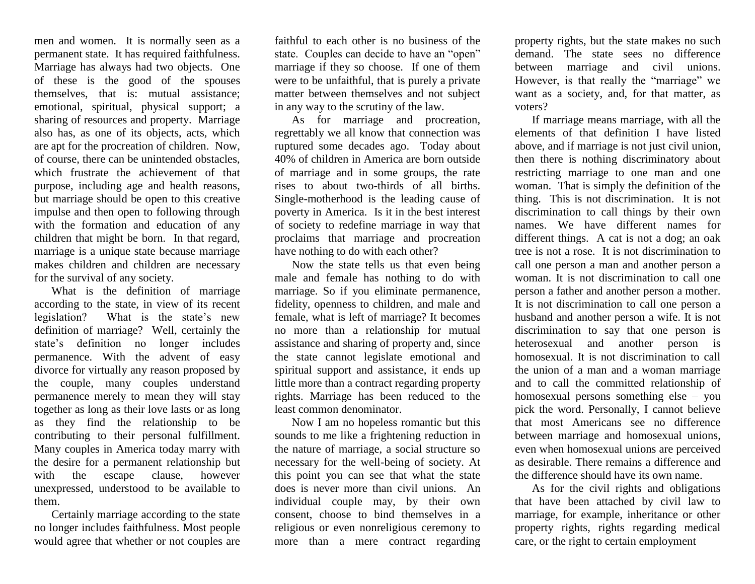men and women. It is normally seen as a permanent state. It has required faithfulness. Marriage has always had two objects. One of these is the good of the spouses themselves, that is: mutual assistance; emotional, spiritual, physical support; a sharing of resources and property. Marriage also has, as one of its objects, acts, which are apt for the procreation of children. Now, of course, there can be unintended obstacles, which frustrate the achievement of that purpose, including age and health reasons, but marriage should be open to this creative impulse and then open to following through with the formation and education of any children that might be born. In that regard, marriage is a unique state because marriage makes children and children are necessary for the survival of any society.

What is the definition of marriage according to the state, in view of its recent legislation? What is the state's new definition of marriage? Well, certainly the state's definition no longer includes permanence. With the advent of easy divorce for virtually any reason proposed by the couple, many couples understand permanence merely to mean they will stay together as long as their love lasts or as long as they find the relationship to be contributing to their personal fulfillment. Many couples in America today marry with the desire for a permanent relationship but with the escape clause, however unexpressed, understood to be available to them.

Certainly marriage according to the state no longer includes faithfulness. Most people would agree that whether or not couples are faithful to each other is no business of the state. Couples can decide to have an "open" marriage if they so choose. If one of them were to be unfaithful, that is purely a private matter between themselves and not subject in any way to the scrutiny of the law.

As for marriage and procreation, regrettably we all know that connection was ruptured some decades ago. Today about 40% of children in America are born outside of marriage and in some groups, the rate rises to about two-thirds of all births. Single-motherhood is the leading cause of poverty in America. Is it in the best interest of society to redefine marriage in way that proclaims that marriage and procreation have nothing to do with each other?

Now the state tells us that even being male and female has nothing to do with marriage. So if you eliminate permanence, fidelity, openness to children, and male and female, what is left of marriage? It becomes no more than a relationship for mutual assistance and sharing of property and, since the state cannot legislate emotional and spiritual support and assistance, it ends up little more than a contract regarding property rights. Marriage has been reduced to the least common denominator.

Now I am no hopeless romantic but this sounds to me like a frightening reduction in the nature of marriage, a social structure so necessary for the well-being of society. At this point you can see that what the state does is never more than civil unions. An individual couple may, by their own consent, choose to bind themselves in a religious or even nonreligious ceremony to more than a mere contract regarding property rights, but the state makes no such demand. The state sees no difference between marriage and civil unions. However, is that really the "marriage" we want as a society, and, for that matter, as voters?

If marriage means marriage, with all the elements of that definition I have listed above, and if marriage is not just civil union, then there is nothing discriminatory about restricting marriage to one man and one woman. That is simply the definition of the thing. This is not discrimination. It is not discrimination to call things by their own names. We have different names for different things. A cat is not a dog; an oak tree is not a rose. It is not discrimination to call one person a man and another person a woman. It is not discrimination to call one person a father and another person a mother. It is not discrimination to call one person a husband and another person a wife. It is not discrimination to say that one person is heterosexual and another person is homosexual. It is not discrimination to call the union of a man and a woman marriage and to call the committed relationship of homosexual persons something else – you pick the word. Personally, I cannot believe that most Americans see no difference between marriage and homosexual unions, even when homosexual unions are perceived as desirable. There remains a difference and the difference should have its own name.

As for the civil rights and obligations that have been attached by civil law to marriage, for example, inheritance or other property rights, rights regarding medical care, or the right to certain employment